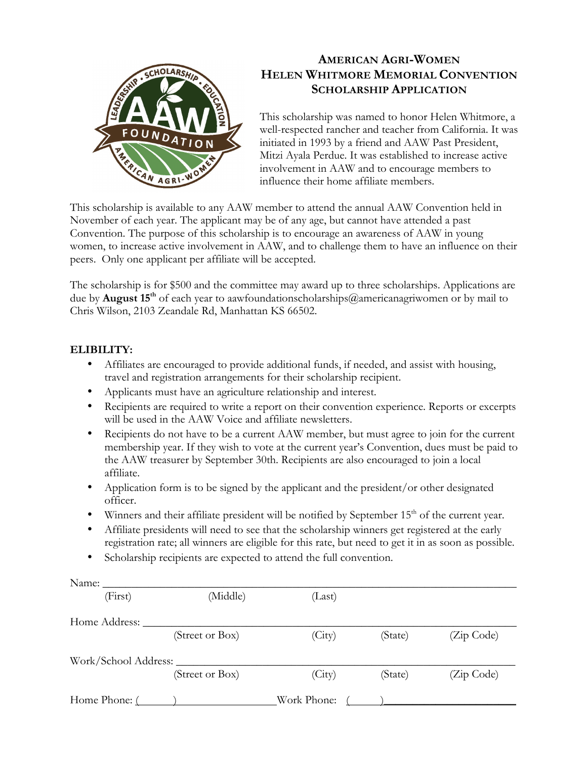# AMERICAN AGRI-WOMEN
# HELEN WHITMORE MEMORIAL CONVENTION
# SCHOLARSHIP APPLICATION

This scholarship was named to honor Helen Whitmore, a well-respected rancher and teacher from California. It was initiated in 1993 by a friend and AAW Past President, Mitzi Ayala Perdue. It was established to increase active involvement in AAW and to encourage members to influence their home affiliate members.

This scholarship is available to any AAW member to attend the annual AAW Convention held in November of each year. The applicant may be of any age, but cannot have attended a past Convention. The purpose of this scholarship is to encourage an awareness of AAW in young women, to increase active involvement in AAW, and to challenge them to have an influence on their peers. Only one applicant per affiliate will be accepted.

The scholarship is for $500 and the committee may award up to three scholarships. Applications are due by **August 15th** of each year to aawfoundationscholarships@americanagriwomen or by mail to Chris Wilson, 2103 Zeandale Rd, Manhattan KS 66502.

**ELIBILITY:**

- Affiliates are encouraged to provide additional funds, if needed, and assist with housing, travel and registration arrangements for their scholarship recipient.
- Applicants must have an agriculture relationship and interest.
- Recipients are required to write a report on their convention experience. Reports or excerpts will be used in the AAW Voice and affiliate newsletters.
- Recipients do not have to be a current AAW member, but must agree to join for the current membership year. If they wish to vote at the current year's Convention, dues must be paid to the AAW treasurer by September 30th. Recipients are also encouraged to join a local affiliate.
- Application form is to be signed by the applicant and the president/or other designated officer.
- Winners and their affiliate president will be notified by September 15th of the current year.
- Affiliate presidents will need to see that the scholarship winners get registered at the early registration rate; all winners are eligible for this rate, but need to get it in as soon as possible.
- Scholarship recipients are expected to attend the full convention.

Name: ____________________________________________
(First) (Middle) (Last)

Home Address: ____________________________________________
(Street or Box) (City) (State) (Zip Code)

Work/School Address: ____________________________________________
(Street or Box) (City) (State) (Zip Code)

Home Phone: (\_\_\_\_\_)\_\_\_\_\_\_\_\_\_\_\_\_\_\_\_ Work Phone: (\_\_\_\_\_)\_\_\_\_\_\_\_\_\_\_\_\_\_\_\_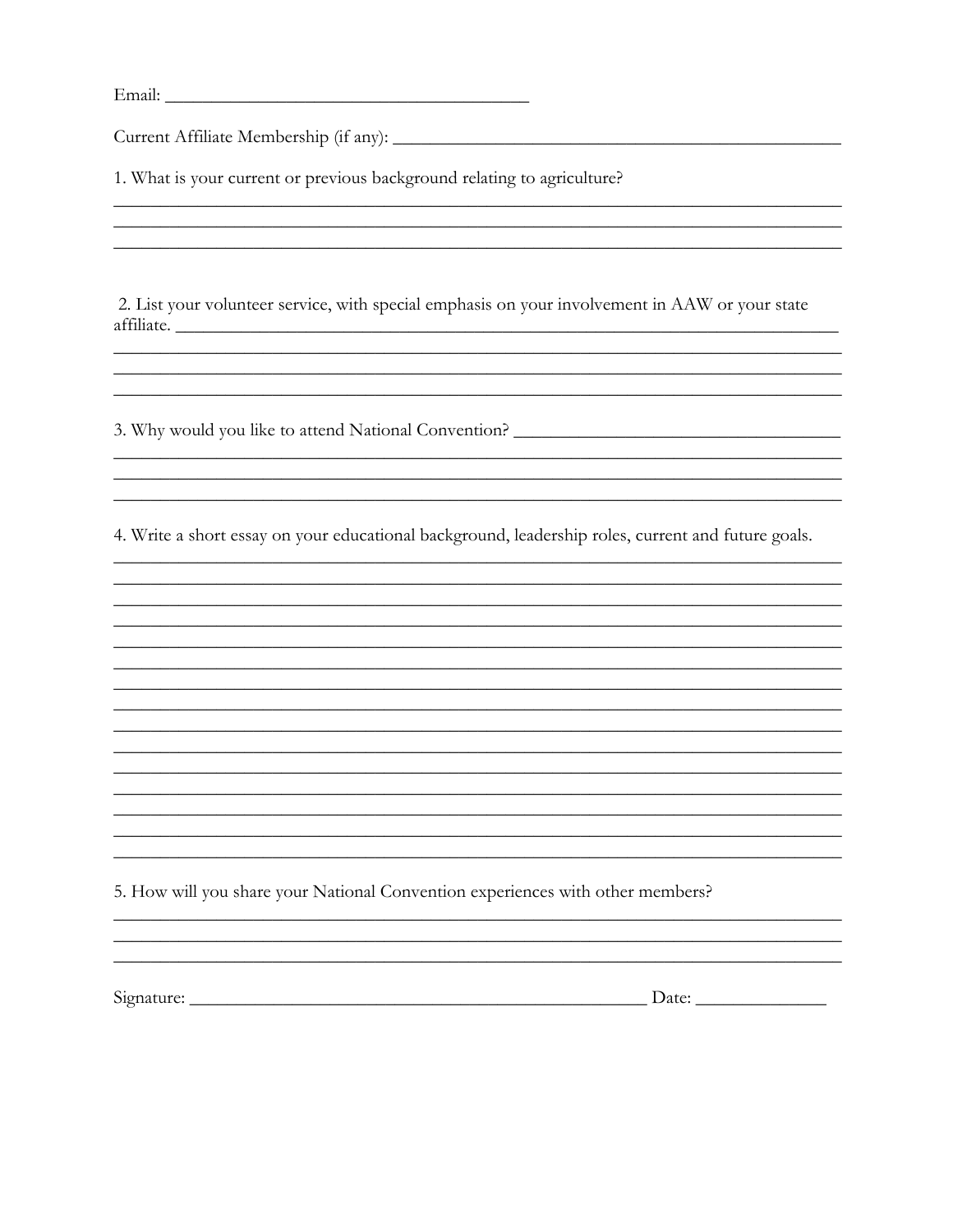Email: ________________________________________

Current Affiliate Membership (if any): ________________________________________________

1. What is your current or previous background relating to agriculture?

_______________________________________________________________________________

_______________________________________________________________________________

_______________________________________________________________________________

2. List your volunteer service, with special emphasis on your involvement in AAW or your state affiliate. ______________________________________________________________________

_______________________________________________________________________________

_______________________________________________________________________________

_______________________________________________________________________________

3. Why would you like to attend National Convention? ____________________________________

_______________________________________________________________________________

_______________________________________________________________________________

_______________________________________________________________________________

4. Write a short essay on your educational background, leadership roles, current and future goals.

_______________________________________________________________________________

_______________________________________________________________________________

_______________________________________________________________________________

_______________________________________________________________________________

_______________________________________________________________________________

_______________________________________________________________________________

_______________________________________________________________________________

_______________________________________________________________________________

_______________________________________________________________________________

_______________________________________________________________________________

_______________________________________________________________________________

_______________________________________________________________________________

_______________________________________________________________________________

_______________________________________________________________________________

_______________________________________________________________________________

5. How will you share your National Convention experiences with other members?

_______________________________________________________________________________

_______________________________________________________________________________

_______________________________________________________________________________

Signature: ____________________________________________________ Date: ______________